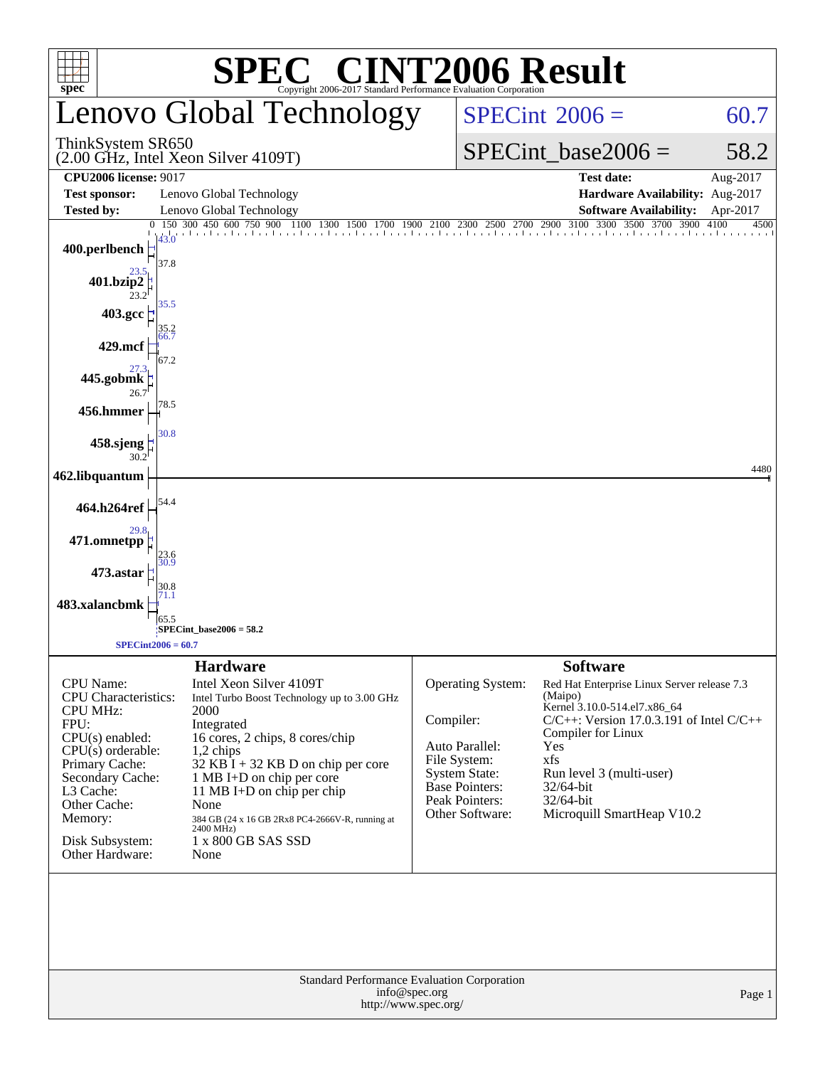# SPEC® CINT2006 Result

Copyright 2006-2017 Standard Performance Evaluation Corporation

## Lenovo Global Technology

ThinkSystem SR650
(2.00 GHz, Intel Xeon Silver 4109T)

SPECint 2006 = 60.7

SPECint_base2006 = 58.2

| | | | |
|---|---|---|---|
| **CPU2006 license:** 9017 | | **Test date:** | Aug-2017 |
| **Test sponsor:** | Lenovo Global Technology | **Hardware Availability:** | Aug-2017 |
| **Tested by:** | Lenovo Global Technology | **Software Availability:** | Apr-2017 |

| Benchmark | Peak | Base |
|---|---|---|
| 400.perlbench | 43.0 | 37.8 |
| 401.bzip2 | 23.5 | 23.2 |
| 403.gcc | 35.5 | 35.2 |
| 429.mcf | 66.7 | 67.2 |
| 445.gobmk | 27.3 | 26.7 |
| 456.hmmer | | 78.5 |
| 458.sjeng | 30.8 | 30.2 |
| 462.libquantum | | 4480 |
| 464.h264ref | | 54.4 |
| 471.omnetpp | 29.8 | 23.6 |
| 473.astar | 30.9 | 30.8 |
| 483.xalancbmk | 71.1 | 65.5 |

SPECint_base2006 = 58.2

SPECint2006 = 60.7

### Hardware

| | |
|---|---|
| CPU Name: | Intel Xeon Silver 4109T |
| CPU Characteristics: | Intel Turbo Boost Technology up to 3.00 GHz |
| CPU MHz: | 2000 |
| FPU: | Integrated |
| CPU(s) enabled: | 16 cores, 2 chips, 8 cores/chip |
| CPU(s) orderable: | 1,2 chips |
| Primary Cache: | 32 KB I + 32 KB D on chip per core |
| Secondary Cache: | 1 MB I+D on chip per core |
| L3 Cache: | 11 MB I+D on chip per chip |
| Other Cache: | None |
| Memory: | 384 GB (24 x 16 GB 2Rx8 PC4-2666V-R, running at 2400 MHz) |
| Disk Subsystem: | 1 x 800 GB SAS SSD |
| Other Hardware: | None |

### Software

| | |
|---|---|
| Operating System: | Red Hat Enterprise Linux Server release 7.3 (Maipo) Kernel 3.10.0-514.el7.x86_64 |
| Compiler: | C/C++: Version 17.0.3.191 of Intel C/C++ Compiler for Linux |
| Auto Parallel: | Yes |
| File System: | xfs |
| System State: | Run level 3 (multi-user) |
| Base Pointers: | 32/64-bit |
| Peak Pointers: | 32/64-bit |
| Other Software: | Microquill SmartHeap V10.2 |

Standard Performance Evaluation Corporation
info@spec.org
http://www.spec.org/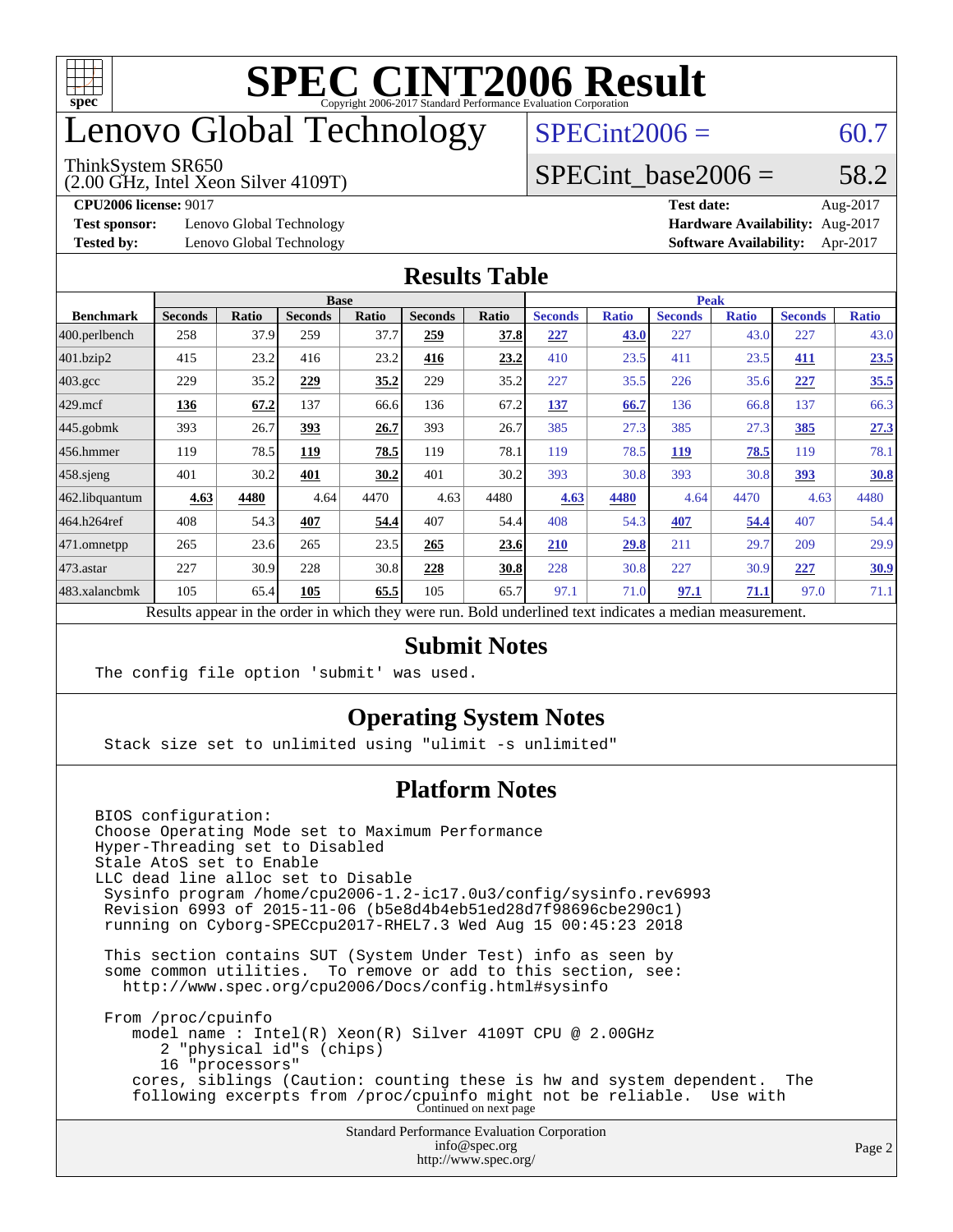# SPEC CINT2006 Result

Copyright 2006-2017 Standard Performance Evaluation Corporation

## Lenovo Global Technology

ThinkSystem SR650
(2.00 GHz, Intel Xeon Silver 4109T)

SPECint2006 = 60.7

SPECint_base2006 = 58.2

**CPU2006 license:** 9017
**Test sponsor:** Lenovo Global Technology
**Tested by:** Lenovo Global Technology

**Test date:** Aug-2017
**Hardware Availability:** Aug-2017
**Software Availability:** Apr-2017

## Results Table

| Benchmark | Base | | | | | | Peak | | | | | |
|---|---|---|---|---|---|---|---|---|---|---|---|---|
| | Seconds | Ratio | Seconds | Ratio | Seconds | Ratio | Seconds | Ratio | Seconds | Ratio | Seconds | Ratio |
| 400.perlbench | 258 | 37.9 | 259 | 37.7 | **259** | **37.8** | **227** | **43.0** | 227 | 43.0 | 227 | 43.0 |
| 401.bzip2 | 415 | 23.2 | 416 | 23.2 | **416** | **23.2** | 410 | 23.5 | 411 | 23.5 | **411** | **23.5** |
| 403.gcc | 229 | 35.2 | **229** | **35.2** | 229 | 35.2 | 227 | 35.5 | 226 | 35.6 | **227** | **35.5** |
| 429.mcf | **136** | **67.2** | 137 | 66.6 | 136 | 67.2 | **137** | **66.7** | 136 | 66.8 | 137 | 66.3 |
| 445.gobmk | 393 | 26.7 | **393** | **26.7** | 393 | 26.7 | 385 | 27.3 | 385 | 27.3 | **385** | **27.3** |
| 456.hmmer | 119 | 78.5 | **119** | **78.5** | 119 | 78.1 | 119 | 78.5 | **119** | **78.5** | 119 | 78.1 |
| 458.sjeng | 401 | 30.2 | **401** | **30.2** | 401 | 30.2 | 393 | 30.8 | 393 | 30.8 | **393** | **30.8** |
| 462.libquantum | **4.63** | **4480** | 4.64 | 4470 | 4.63 | 4480 | **4.63** | **4480** | 4.64 | 4470 | 4.63 | 4480 |
| 464.h264ref | 408 | 54.3 | **407** | **54.4** | 407 | 54.4 | 408 | 54.3 | **407** | **54.4** | 407 | 54.4 |
| 471.omnetpp | 265 | 23.6 | 265 | 23.5 | **265** | **23.6** | **210** | **29.8** | 211 | 29.7 | 209 | 29.9 |
| 473.astar | 227 | 30.9 | 228 | 30.8 | **228** | **30.8** | 228 | 30.8 | 227 | 30.9 | **227** | **30.9** |
| 483.xalancbmk | 105 | 65.4 | **105** | **65.5** | 105 | 65.7 | 97.1 | 71.0 | **97.1** | **71.1** | 97.0 | 71.1 |

Results appear in the order in which they were run. Bold underlined text indicates a median measurement.

## Submit Notes

```
The config file option 'submit' was used.
```

## Operating System Notes

```
Stack size set to unlimited using "ulimit -s unlimited"
```

## Platform Notes

```
BIOS configuration:
Choose Operating Mode set to Maximum Performance
Hyper-Threading set to Disabled
Stale AtoS set to Enable
LLC dead line alloc set to Disable
 Sysinfo program /home/cpu2006-1.2-ic17.0u3/config/sysinfo.rev6993
 Revision 6993 of 2015-11-06 (b5e8d4b4eb51ed28d7f98696cbe290c1)
 running on Cyborg-SPECcpu2017-RHEL7.3 Wed Aug 15 00:45:23 2018

 This section contains SUT (System Under Test) info as seen by
 some common utilities.  To remove or add to this section, see:
   http://www.spec.org/cpu2006/Docs/config.html#sysinfo

 From /proc/cpuinfo
    model name : Intel(R) Xeon(R) Silver 4109T CPU @ 2.00GHz
       2 "physical id"s (chips)
       16 "processors"
    cores, siblings (Caution: counting these is hw and system dependent.  The
    following excerpts from /proc/cpuinfo might not be reliable.  Use with
```

Continued on next page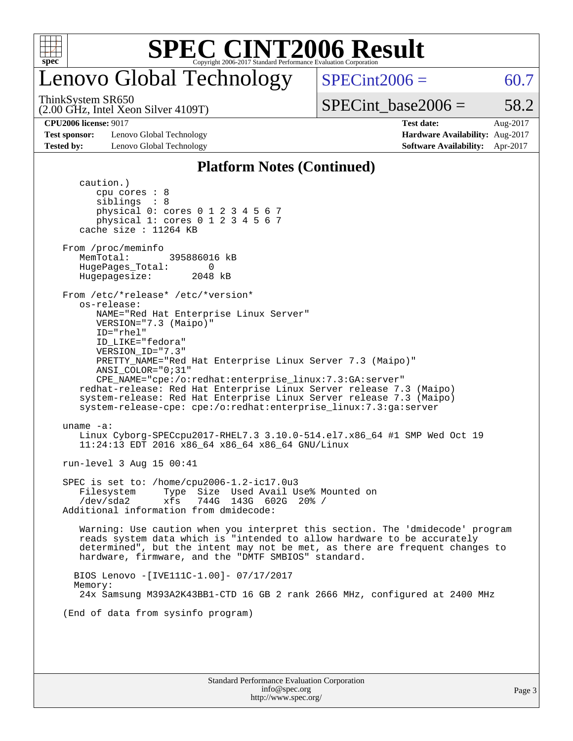# SPEC CINT2006 Result

## Lenovo Global Technology

ThinkSystem SR650
(2.00 GHz, Intel Xeon Silver 4109T)

SPECint2006 = 60.7

SPECint_base2006 = 58.2

**CPU2006 license:** 9017
**Test sponsor:** Lenovo Global Technology
**Tested by:** Lenovo Global Technology

**Test date:** Aug-2017
**Hardware Availability:** Aug-2017
**Software Availability:** Apr-2017

### Platform Notes (Continued)

```
      caution.)
         cpu cores : 8
         siblings  : 8
         physical 0: cores 0 1 2 3 4 5 6 7
         physical 1: cores 0 1 2 3 4 5 6 7
      cache size : 11264 KB

   From /proc/meminfo
      MemTotal:       395886016 kB
      HugePages_Total:       0
      Hugepagesize:       2048 kB

   From /etc/*release* /etc/*version*
      os-release:
         NAME="Red Hat Enterprise Linux Server"
         VERSION="7.3 (Maipo)"
         ID="rhel"
         ID_LIKE="fedora"
         VERSION_ID="7.3"
         PRETTY_NAME="Red Hat Enterprise Linux Server 7.3 (Maipo)"
         ANSI_COLOR="0;31"
         CPE_NAME="cpe:/o:redhat:enterprise_linux:7.3:GA:server"
      redhat-release: Red Hat Enterprise Linux Server release 7.3 (Maipo)
      system-release: Red Hat Enterprise Linux Server release 7.3 (Maipo)
      system-release-cpe: cpe:/o:redhat:enterprise_linux:7.3:ga:server

   uname -a:
      Linux Cyborg-SPECcpu2017-RHEL7.3 3.10.0-514.el7.x86_64 #1 SMP Wed Oct 19
      11:24:13 EDT 2016 x86_64 x86_64 x86_64 GNU/Linux

   run-level 3 Aug 15 00:41

   SPEC is set to: /home/cpu2006-1.2-ic17.0u3
      Filesystem     Type  Size  Used Avail Use% Mounted on
      /dev/sda2      xfs   744G  143G  602G  20% /
   Additional information from dmidecode:

      Warning: Use caution when you interpret this section. The 'dmidecode' program
      reads system data which is "intended to allow hardware to be accurately
      determined", but the intent may not be met, as there are frequent changes to
      hardware, firmware, and the "DMTF SMBIOS" standard.

     BIOS Lenovo -[IVE111C-1.00]- 07/17/2017
     Memory:
      24x Samsung M393A2K43BB1-CTD 16 GB 2 rank 2666 MHz, configured at 2400 MHz

   (End of data from sysinfo program)
```

Standard Performance Evaluation Corporation
info@spec.org
http://www.spec.org/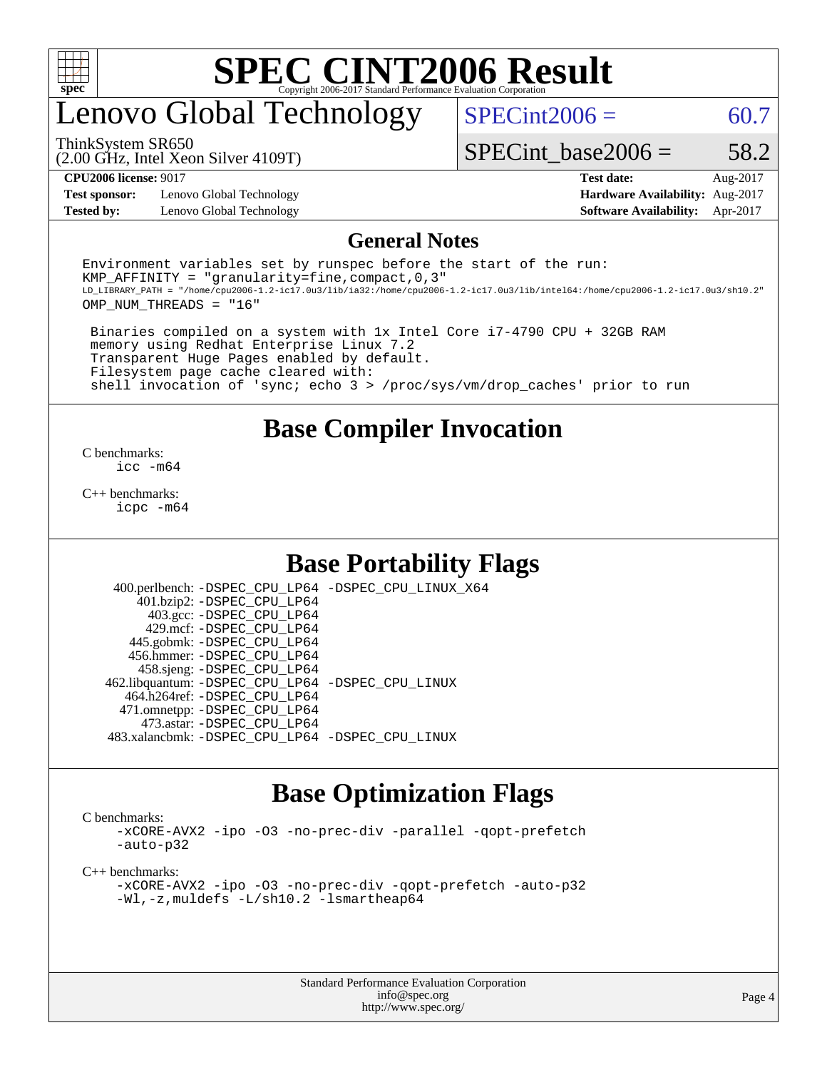# SPEC CINT2006 Result

Copyright 2006-2017 Standard Performance Evaluation Corporation

# Lenovo Global Technology

ThinkSystem SR650
(2.00 GHz, Intel Xeon Silver 4109T)

SPECint2006 = 60.7

SPECint_base2006 = 58.2

**CPU2006 license:** 9017
**Test sponsor:** Lenovo Global Technology
**Tested by:** Lenovo Global Technology

**Test date:** Aug-2017
**Hardware Availability:** Aug-2017
**Software Availability:** Apr-2017

## General Notes

```
Environment variables set by runspec before the start of the run:
KMP_AFFINITY = "granularity=fine,compact,0,3"
LD_LIBRARY_PATH = "/home/cpu2006-1.2-ic17.0u3/lib/ia32:/home/cpu2006-1.2-ic17.0u3/lib/intel64:/home/cpu2006-1.2-ic17.0u3/sh10.2"
OMP_NUM_THREADS = "16"

 Binaries compiled on a system with 1x Intel Core i7-4790 CPU + 32GB RAM
 memory using Redhat Enterprise Linux 7.2
 Transparent Huge Pages enabled by default.
 Filesystem page cache cleared with:
 shell invocation of 'sync; echo 3 > /proc/sys/vm/drop_caches' prior to run
```

## Base Compiler Invocation

C benchmarks:
```
icc -m64
```

C++ benchmarks:
```
icpc -m64
```

## Base Portability Flags

| Benchmark | Flags |
|---|---|
| 400.perlbench: | -DSPEC_CPU_LP64 -DSPEC_CPU_LINUX_X64 |
| 401.bzip2: | -DSPEC_CPU_LP64 |
| 403.gcc: | -DSPEC_CPU_LP64 |
| 429.mcf: | -DSPEC_CPU_LP64 |
| 445.gobmk: | -DSPEC_CPU_LP64 |
| 456.hmmer: | -DSPEC_CPU_LP64 |
| 458.sjeng: | -DSPEC_CPU_LP64 |
| 462.libquantum: | -DSPEC_CPU_LP64 -DSPEC_CPU_LINUX |
| 464.h264ref: | -DSPEC_CPU_LP64 |
| 471.omnetpp: | -DSPEC_CPU_LP64 |
| 473.astar: | -DSPEC_CPU_LP64 |
| 483.xalancbmk: | -DSPEC_CPU_LP64 -DSPEC_CPU_LINUX |

## Base Optimization Flags

C benchmarks:
```
-xCORE-AVX2 -ipo -O3 -no-prec-div -parallel -qopt-prefetch
-auto-p32
```

C++ benchmarks:
```
-xCORE-AVX2 -ipo -O3 -no-prec-div -qopt-prefetch -auto-p32
-Wl,-z,muldefs -L/sh10.2 -lsmartheap64
```

Standard Performance Evaluation Corporation
info@spec.org
http://www.spec.org/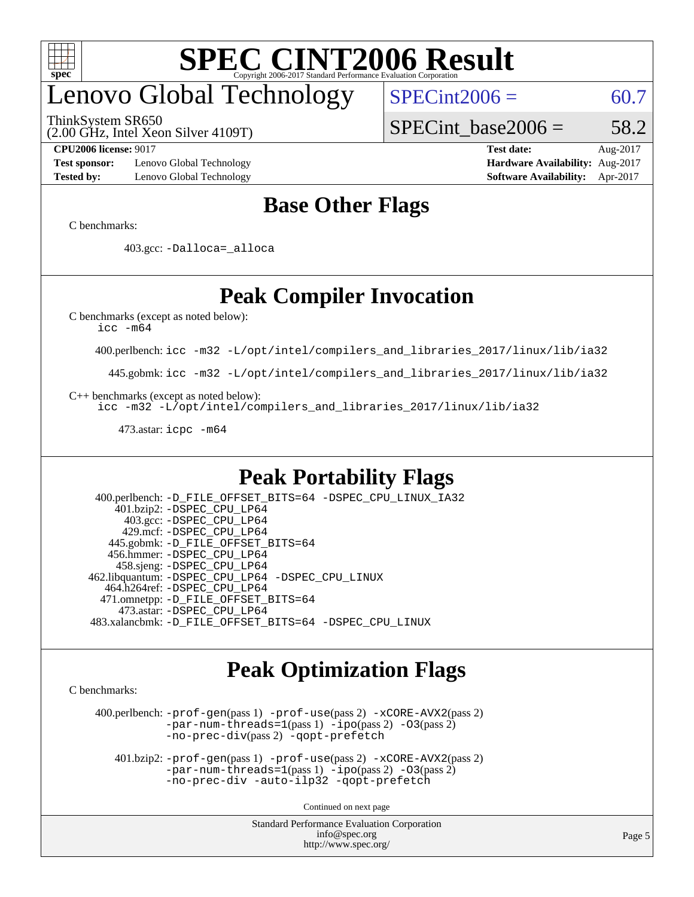# SPEC CINT2006 Result

## Lenovo Global Technology

ThinkSystem SR650
(2.00 GHz, Intel Xeon Silver 4109T)

SPECint2006 = 60.7

SPECint_base2006 = 58.2

**CPU2006 license:** 9017
**Test sponsor:** Lenovo Global Technology
**Tested by:** Lenovo Global Technology
**Test date:** Aug-2017
**Hardware Availability:** Aug-2017
**Software Availability:** Apr-2017

## Base Other Flags

C benchmarks:

403.gcc: -Dalloca=_alloca

## Peak Compiler Invocation

C benchmarks (except as noted below):
icc -m64

400.perlbench: icc -m32 -L/opt/intel/compilers_and_libraries_2017/linux/lib/ia32

445.gobmk: icc -m32 -L/opt/intel/compilers_and_libraries_2017/linux/lib/ia32

C++ benchmarks (except as noted below):
icc -m32 -L/opt/intel/compilers_and_libraries_2017/linux/lib/ia32

473.astar: icpc -m64

## Peak Portability Flags

400.perlbench: -D_FILE_OFFSET_BITS=64 -DSPEC_CPU_LINUX_IA32
401.bzip2: -DSPEC_CPU_LP64
403.gcc: -DSPEC_CPU_LP64
429.mcf: -DSPEC_CPU_LP64
445.gobmk: -D_FILE_OFFSET_BITS=64
456.hmmer: -DSPEC_CPU_LP64
458.sjeng: -DSPEC_CPU_LP64
462.libquantum: -DSPEC_CPU_LP64 -DSPEC_CPU_LINUX
464.h264ref: -DSPEC_CPU_LP64
471.omnetpp: -D_FILE_OFFSET_BITS=64
473.astar: -DSPEC_CPU_LP64
483.xalancbmk: -D_FILE_OFFSET_BITS=64 -DSPEC_CPU_LINUX

## Peak Optimization Flags

C benchmarks:

400.perlbench: -prof-gen(pass 1) -prof-use(pass 2) -xCORE-AVX2(pass 2) -par-num-threads=1(pass 1) -ipo(pass 2) -O3(pass 2) -no-prec-div(pass 2) -qopt-prefetch

401.bzip2: -prof-gen(pass 1) -prof-use(pass 2) -xCORE-AVX2(pass 2) -par-num-threads=1(pass 1) -ipo(pass 2) -O3(pass 2) -no-prec-div -auto-ilp32 -qopt-prefetch

Continued on next page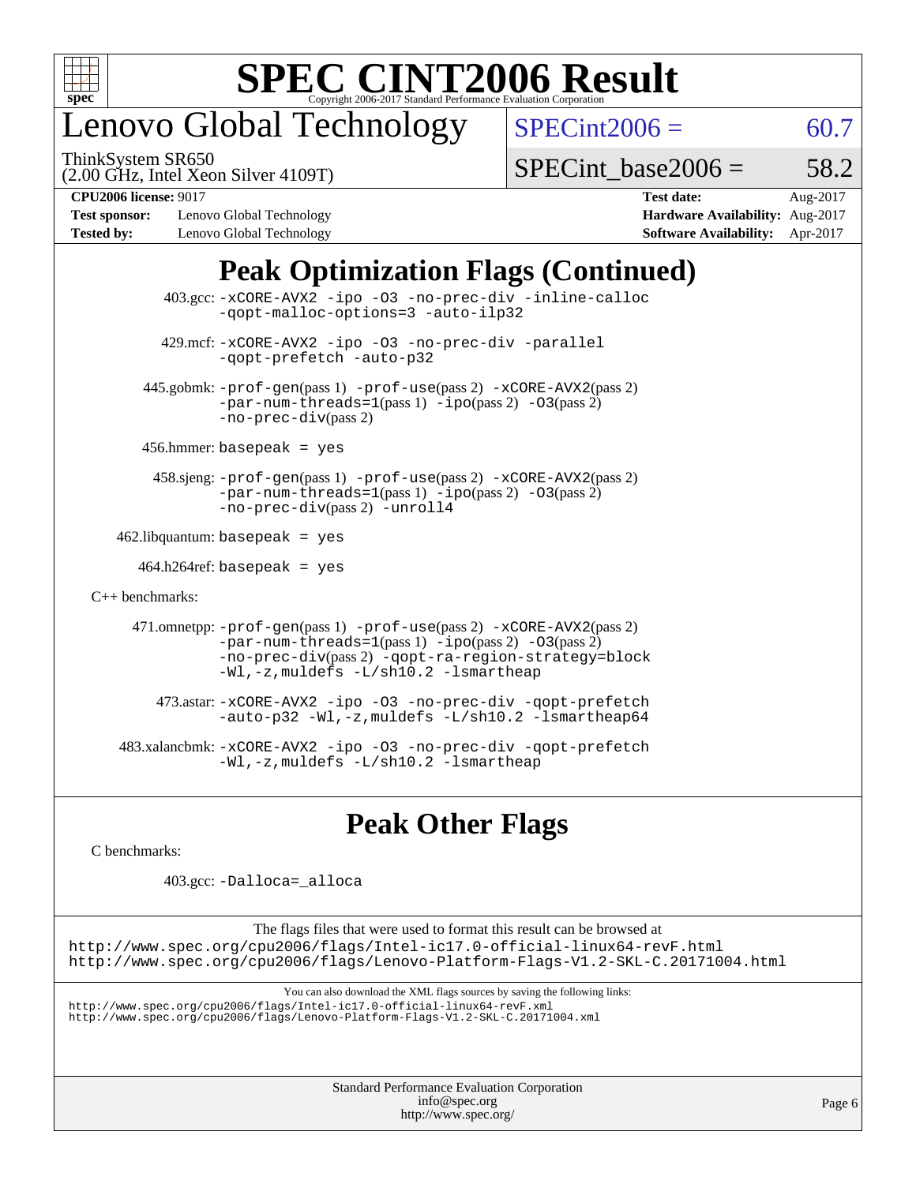# SPEC CINT2006 Result

Copyright 2006-2017 Standard Performance Evaluation Corporation

## Lenovo Global Technology

ThinkSystem SR650
(2.00 GHz, Intel Xeon Silver 4109T)

SPECint2006 = 60.7

SPECint_base2006 = 58.2

| **CPU2006 license:** 9017 | | **Test date:** | Aug-2017 |
|---|---|---|---|
| **Test sponsor:** | Lenovo Global Technology | **Hardware Availability:** | Aug-2017 |
| **Tested by:** | Lenovo Global Technology | **Software Availability:** | Apr-2017 |

## Peak Optimization Flags (Continued)

403.gcc: `-xCORE-AVX2 -ipo -O3 -no-prec-div -inline-calloc -qopt-malloc-options=3 -auto-ilp32`

429.mcf: `-xCORE-AVX2 -ipo -O3 -no-prec-div -parallel -qopt-prefetch -auto-p32`

445.gobmk: `-prof-gen`(pass 1) `-prof-use`(pass 2) `-xCORE-AVX2`(pass 2) `-par-num-threads=1`(pass 1) `-ipo`(pass 2) `-O3`(pass 2) `-no-prec-div`(pass 2)

456.hmmer: `basepeak = yes`

458.sjeng: `-prof-gen`(pass 1) `-prof-use`(pass 2) `-xCORE-AVX2`(pass 2) `-par-num-threads=1`(pass 1) `-ipo`(pass 2) `-O3`(pass 2) `-no-prec-div`(pass 2) `-unroll4`

462.libquantum: `basepeak = yes`

464.h264ref: `basepeak = yes`

C++ benchmarks:

471.omnetpp: `-prof-gen`(pass 1) `-prof-use`(pass 2) `-xCORE-AVX2`(pass 2) `-par-num-threads=1`(pass 1) `-ipo`(pass 2) `-O3`(pass 2) `-no-prec-div`(pass 2) `-qopt-ra-region-strategy=block -Wl,-z,muldefs -L/sh10.2 -lsmartheap`

473.astar: `-xCORE-AVX2 -ipo -O3 -no-prec-div -qopt-prefetch -auto-p32 -Wl,-z,muldefs -L/sh10.2 -lsmartheap64`

483.xalancbmk: `-xCORE-AVX2 -ipo -O3 -no-prec-div -qopt-prefetch -Wl,-z,muldefs -L/sh10.2 -lsmartheap`

## Peak Other Flags

C benchmarks:

403.gcc: `-Dalloca=_alloca`

The flags files that were used to format this result can be browsed at
http://www.spec.org/cpu2006/flags/Intel-ic17.0-official-linux64-revF.html
http://www.spec.org/cpu2006/flags/Lenovo-Platform-Flags-V1.2-SKL-C.20171004.html

You can also download the XML flags sources by saving the following links:
http://www.spec.org/cpu2006/flags/Intel-ic17.0-official-linux64-revF.xml
http://www.spec.org/cpu2006/flags/Lenovo-Platform-Flags-V1.2-SKL-C.20171004.xml

Standard Performance Evaluation Corporation
info@spec.org
http://www.spec.org/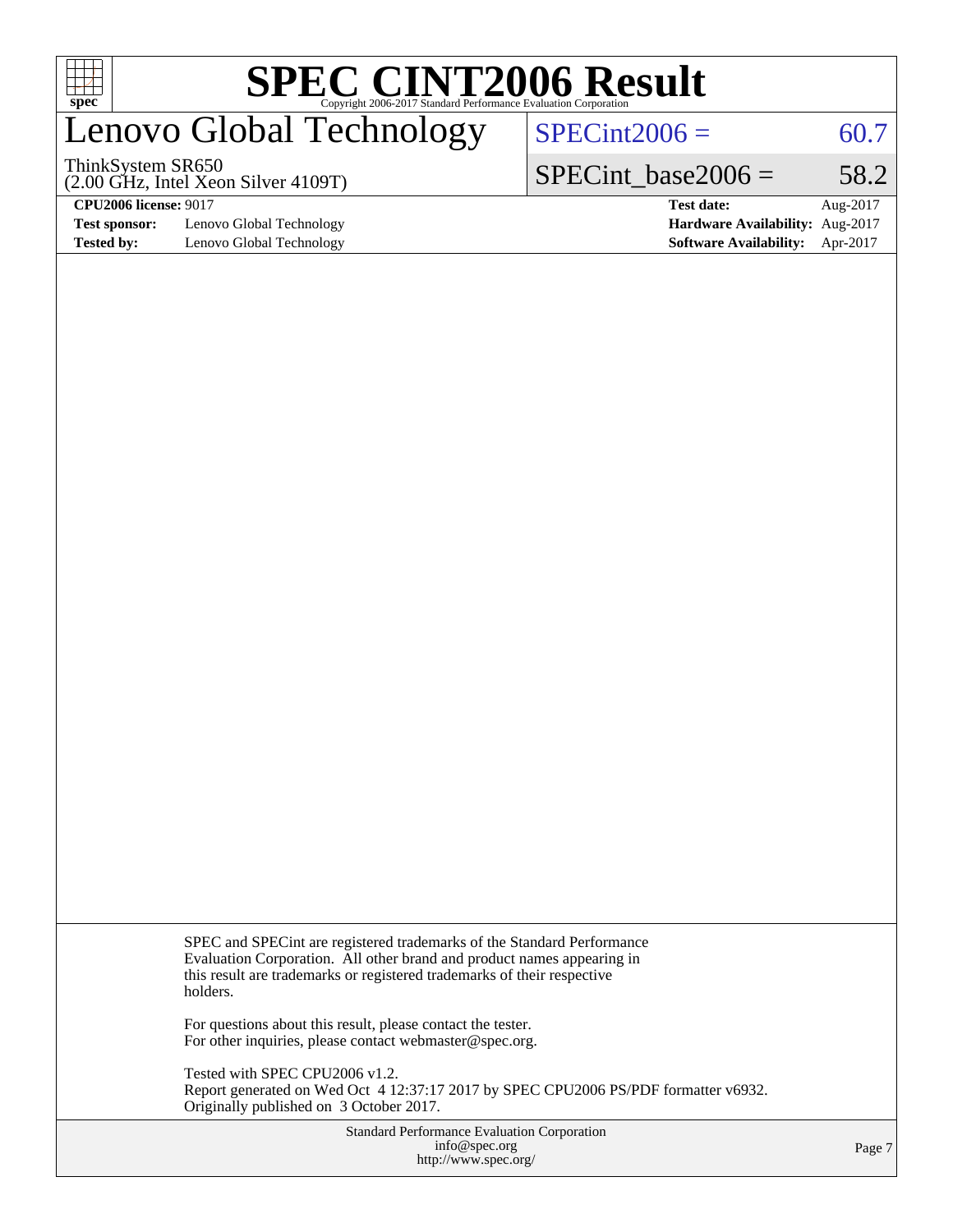SPEC and SPECint are registered trademarks of the Standard Performance Evaluation Corporation. All other brand and product names appearing in this result are trademarks or registered trademarks of their respective holders.

For questions about this result, please contact the tester.
For other inquiries, please contact webmaster@spec.org.

Tested with SPEC CPU2006 v1.2.
Report generated on Wed Oct 4 12:37:17 2017 by SPEC CPU2006 PS/PDF formatter v6932.
Originally published on 3 October 2017.